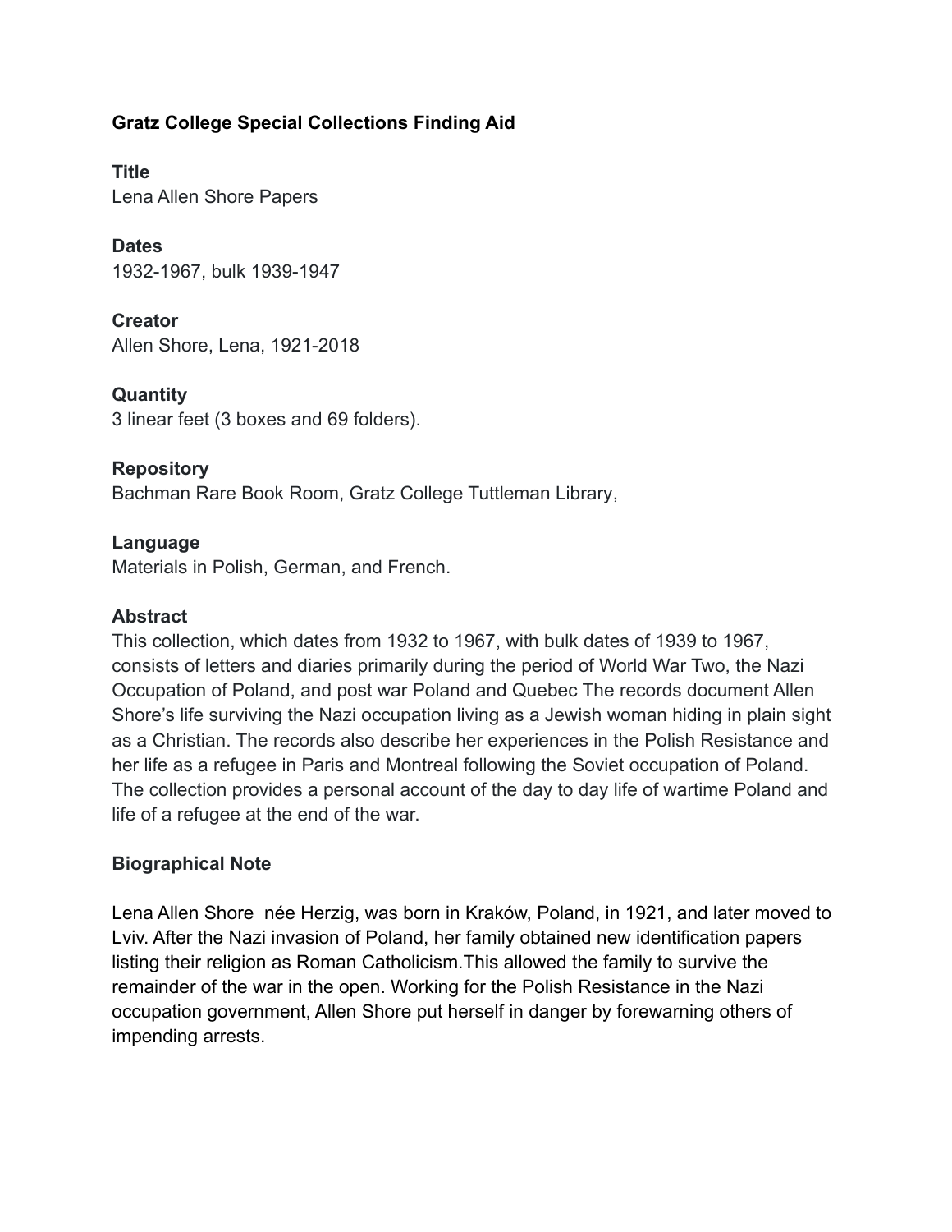**Gratz College Special Collections Finding Aid**

**Title**
Lena Allen Shore Papers

**Dates**
1932-1967, bulk 1939-1947

**Creator**
Allen Shore, Lena, 1921-2018

**Quantity**
3 linear feet (3 boxes and 69 folders).

**Repository**
Bachman Rare Book Room, Gratz College Tuttleman Library,

**Language**
Materials in Polish, German, and French.

**Abstract**
This collection, which dates from 1932 to 1967, with bulk dates of 1939 to 1967, consists of letters and diaries primarily during the period of World War Two, the Nazi Occupation of Poland, and post war Poland and Quebec The records document Allen Shore's life surviving the Nazi occupation living as a Jewish woman hiding in plain sight as a Christian. The records also describe her experiences in the Polish Resistance and her life as a refugee in Paris and Montreal following the Soviet occupation of Poland. The collection provides a personal account of the day to day life of wartime Poland and life of a refugee at the end of the war.

**Biographical Note**

Lena Allen Shore née Herzig, was born in Kraków, Poland, in 1921, and later moved to Lviv. After the Nazi invasion of Poland, her family obtained new identification papers listing their religion as Roman Catholicism.This allowed the family to survive the remainder of the war in the open. Working for the Polish Resistance in the Nazi occupation government, Allen Shore put herself in danger by forewarning others of impending arrests.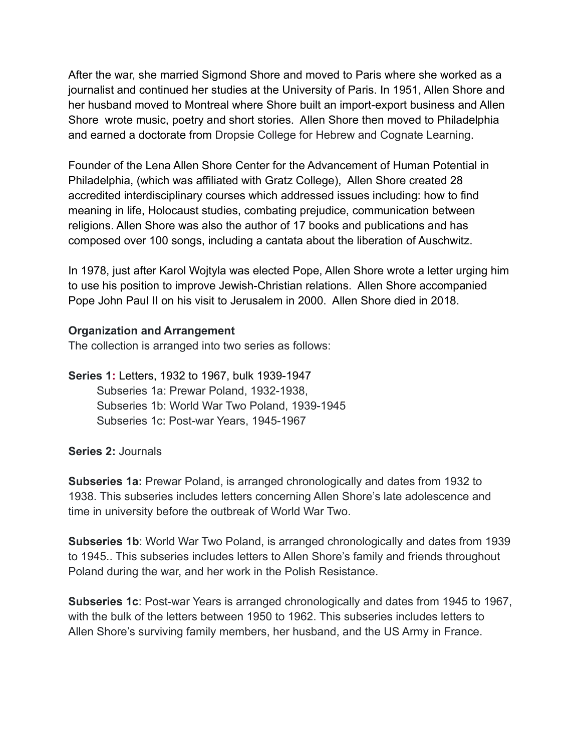After the war, she married Sigmond Shore and moved to Paris where she worked as a journalist and continued her studies at the University of Paris. In 1951, Allen Shore and her husband moved to Montreal where Shore built an import-export business and Allen Shore wrote music, poetry and short stories. Allen Shore then moved to Philadelphia and earned a doctorate from Dropsie College for Hebrew and Cognate Learning.

Founder of the Lena Allen Shore Center for the Advancement of Human Potential in Philadelphia, (which was affiliated with Gratz College), Allen Shore created 28 accredited interdisciplinary courses which addressed issues including: how to find meaning in life, Holocaust studies, combating prejudice, communication between religions. Allen Shore was also the author of 17 books and publications and has composed over 100 songs, including a cantata about the liberation of Auschwitz.

In 1978, just after Karol Wojtyla was elected Pope, Allen Shore wrote a letter urging him to use his position to improve Jewish-Christian relations. Allen Shore accompanied Pope John Paul II on his visit to Jerusalem in 2000. Allen Shore died in 2018.

**Organization and Arrangement**

The collection is arranged into two series as follows:

**Series 1:** Letters, 1932 to 1967, bulk 1939-1947
- Subseries 1a: Prewar Poland, 1932-1938,
- Subseries 1b: World War Two Poland, 1939-1945
- Subseries 1c: Post-war Years, 1945-1967

**Series 2:** Journals

**Subseries 1a:** Prewar Poland, is arranged chronologically and dates from 1932 to 1938. This subseries includes letters concerning Allen Shore's late adolescence and time in university before the outbreak of World War Two.

**Subseries 1b**: World War Two Poland, is arranged chronologically and dates from 1939 to 1945.. This subseries includes letters to Allen Shore's family and friends throughout Poland during the war, and her work in the Polish Resistance.

**Subseries 1c**: Post-war Years is arranged chronologically and dates from 1945 to 1967, with the bulk of the letters between 1950 to 1962. This subseries includes letters to Allen Shore's surviving family members, her husband, and the US Army in France.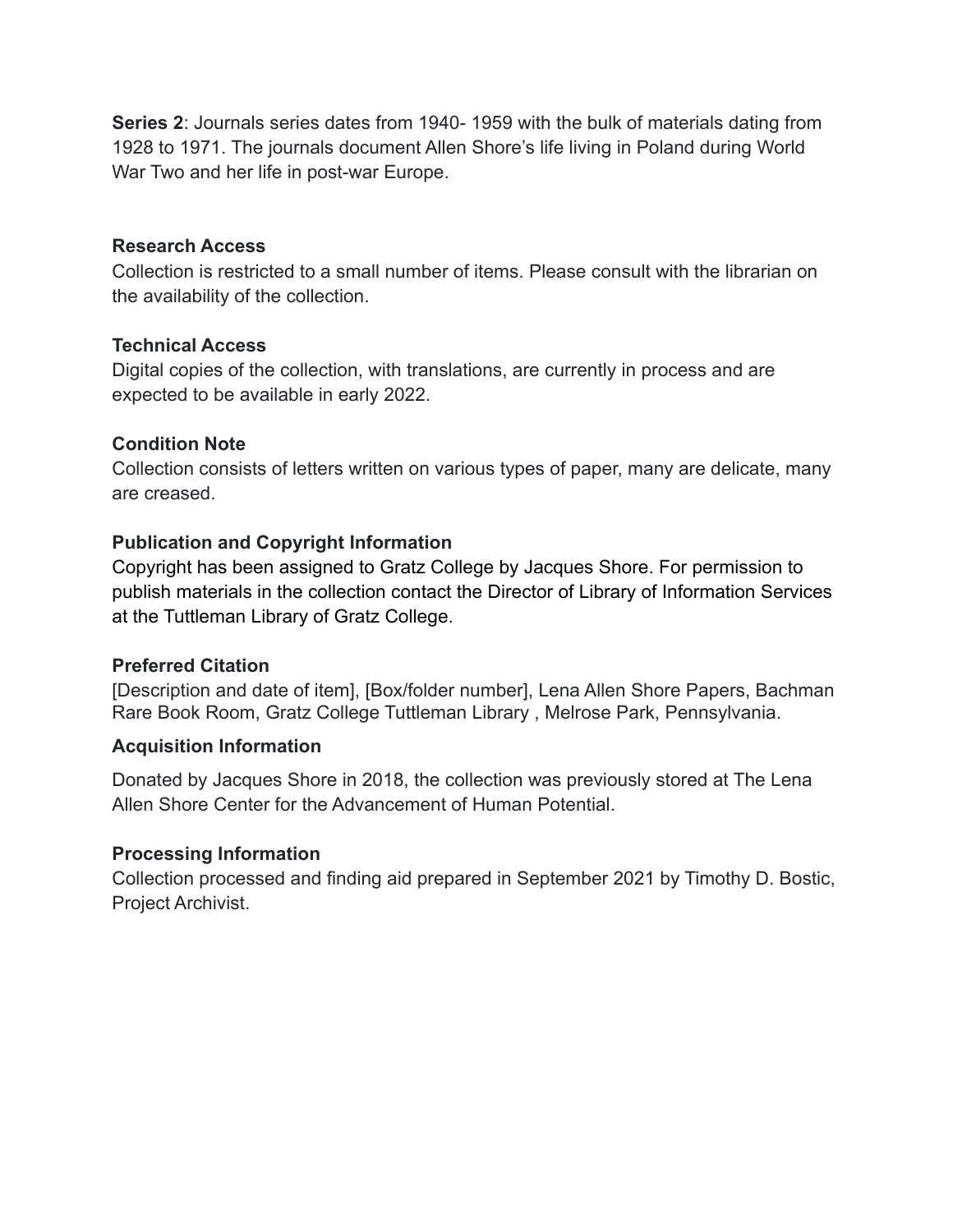**Series 2**: Journals series dates from 1940- 1959 with the bulk of materials dating from 1928 to 1971. The journals document Allen Shore's life living in Poland during World War Two and her life in post-war Europe.

**Research Access**

Collection is restricted to a small number of items. Please consult with the librarian on the availability of the collection.

**Technical Access**

Digital copies of the collection, with translations, are currently in process and are expected to be available in early 2022.

**Condition Note**

Collection consists of letters written on various types of paper, many are delicate, many are creased.

**Publication and Copyright Information**

Copyright has been assigned to Gratz College by Jacques Shore. For permission to publish materials in the collection contact the Director of Library of Information Services at the Tuttleman Library of Gratz College.

**Preferred Citation**

[Description and date of item], [Box/folder number], Lena Allen Shore Papers, Bachman Rare Book Room, Gratz College Tuttleman Library , Melrose Park, Pennsylvania.

**Acquisition Information**

Donated by Jacques Shore in 2018, the collection was previously stored at The Lena Allen Shore Center for the Advancement of Human Potential.

**Processing Information**

Collection processed and finding aid prepared in September 2021 by Timothy D. Bostic, Project Archivist.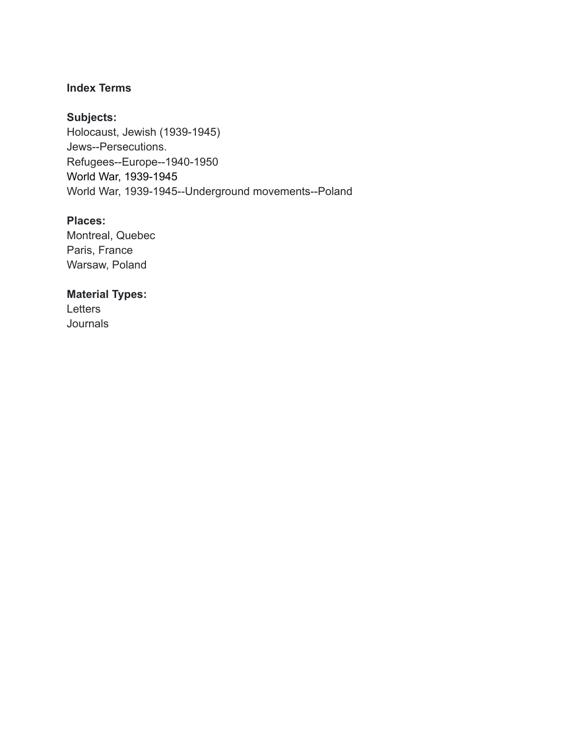**Index Terms**

**Subjects:**
Holocaust, Jewish (1939-1945)
Jews--Persecutions.
Refugees--Europe--1940-1950
World War, 1939-1945
World War, 1939-1945--Underground movements--Poland

**Places:**
Montreal, Quebec
Paris, France
Warsaw, Poland

**Material Types:**
Letters
Journals